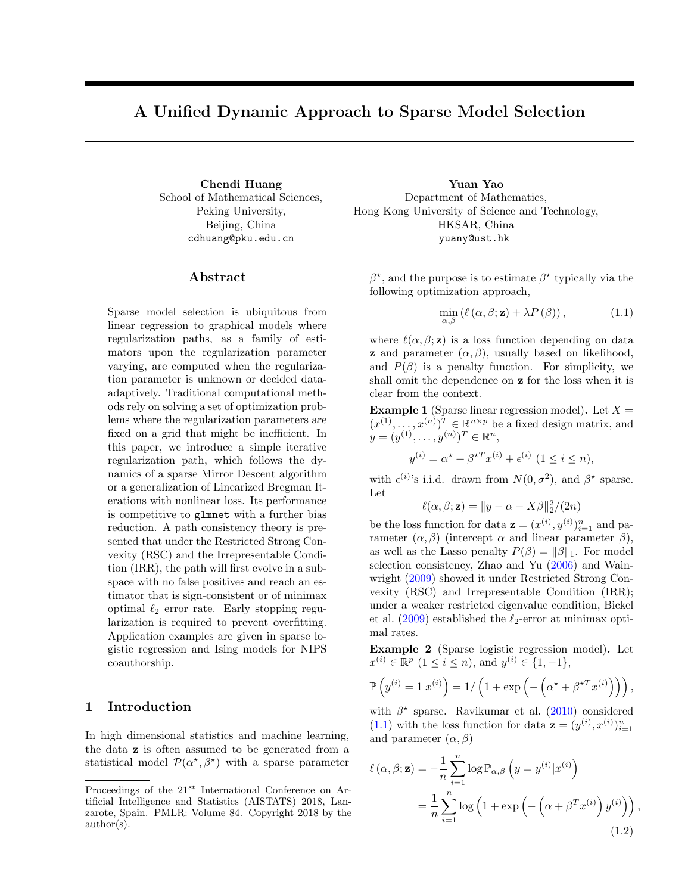# A Unified Dynamic Approach to Sparse Model Selection

**Chendi Huang**
School of Mathematical Sciences,
Peking University,
Beijing, China
cdhuang@pku.edu.cn

**Yuan Yao**
Department of Mathematics,
Hong Kong University of Science and Technology,
HKSAR, China
yuany@ust.hk

## Abstract

Sparse model selection is ubiquitous from linear regression to graphical models where regularization paths, as a family of estimators upon the regularization parameter varying, are computed when the regularization parameter is unknown or decided data-adaptively. Traditional computational methods rely on solving a set of optimization problems where the regularization parameters are fixed on a grid that might be inefficient. In this paper, we introduce a simple iterative regularization path, which follows the dynamics of a sparse Mirror Descent algorithm or a generalization of Linearized Bregman Iterations with nonlinear loss. Its performance is competitive to `glmnet` with a further bias reduction. A path consistency theory is presented that under the Restricted Strong Convexity (RSC) and the Irrepresentable Condition (IRR), the path will first evolve in a subspace with no false positives and reach an estimator that is sign-consistent or of minimax optimal $\ell_2$ error rate. Early stopping regularization is required to prevent overfitting. Application examples are given in sparse logistic regression and Ising models for NIPS coauthorship.

## 1 Introduction

In high dimensional statistics and machine learning, the data $\mathbf{z}$ is often assumed to be generated from a statistical model $\mathcal{P}(\alpha^\star, \beta^\star)$ with a sparse parameter $\beta^\star$, and the purpose is to estimate $\beta^\star$ typically via the following optimization approach,

$$\min_{\alpha,\beta} \left( \ell\left(\alpha, \beta; \mathbf{z}\right) + \lambda P\left(\beta\right) \right), \tag{1.1}$$

where $\ell(\alpha, \beta; \mathbf{z})$ is a loss function depending on data $\mathbf{z}$ and parameter $(\alpha, \beta)$, usually based on likelihood, and $P(\beta)$ is a penalty function. For simplicity, we shall omit the dependence on $\mathbf{z}$ for the loss when it is clear from the context.

**Example 1** (Sparse linear regression model)**.** Let $X = (x^{(1)}, \ldots, x^{(n)})^T \in \mathbb{R}^{n\times p}$ be a fixed design matrix, and $y = (y^{(1)}, \ldots, y^{(n)})^T \in \mathbb{R}^n$,

$$y^{(i)} = \alpha^\star + \beta^{\star T} x^{(i)} + \epsilon^{(i)} \ (1 \le i \le n),$$

with $\epsilon^{(i)}$'s i.i.d. drawn from $N(0, \sigma^2)$, and $\beta^\star$ sparse. Let

$$\ell(\alpha, \beta; \mathbf{z}) = \|y - \alpha - X\beta\|_2^2/(2n)$$

be the loss function for data $\mathbf{z} = (x^{(i)}, y^{(i)})_{i=1}^n$ and parameter $(\alpha, \beta)$ (intercept $\alpha$ and linear parameter $\beta$), as well as the Lasso penalty $P(\beta) = \|\beta\|_1$. For model selection consistency, Zhao and Yu (2006) and Wainwright (2009) showed it under Restricted Strong Convexity (RSC) and Irrepresentable Condition (IRR); under a weaker restricted eigenvalue condition, Bickel et al. (2009) established the $\ell_2$-error at minimax optimal rates.

**Example 2** (Sparse logistic regression model)**.** Let $x^{(i)} \in \mathbb{R}^p$ $(1 \le i \le n)$, and $y^{(i)} \in \{1, -1\}$,

$$\mathbb{P}\left(y^{(i)} = 1 | x^{(i)}\right) = 1/\left(1 + \exp\left(-\left(\alpha^\star + \beta^{\star T} x^{(i)}\right)\right)\right),$$

with $\beta^\star$ sparse. Ravikumar et al. (2010) considered (1.1) with the loss function for data $\mathbf{z} = (y^{(i)}, x^{(i)})_{i=1}^n$ and parameter $(\alpha, \beta)$

$$\begin{aligned}\ell\left(\alpha, \beta; \mathbf{z}\right) &= -\frac{1}{n}\sum_{i=1}^n \log \mathbb{P}_{\alpha,\beta}\left(y = y^{(i)} | x^{(i)}\right) \\ &= \frac{1}{n}\sum_{i=1}^n \log\left(1 + \exp\left(-\left(\alpha + \beta^T x^{(i)}\right) y^{(i)}\right)\right),\end{aligned} \tag{1.2}$$

Proceedings of the 21[st] International Conference on Artificial Intelligence and Statistics (AISTATS) 2018, Lanzarote, Spain. PMLR: Volume 84. Copyright 2018 by the author(s).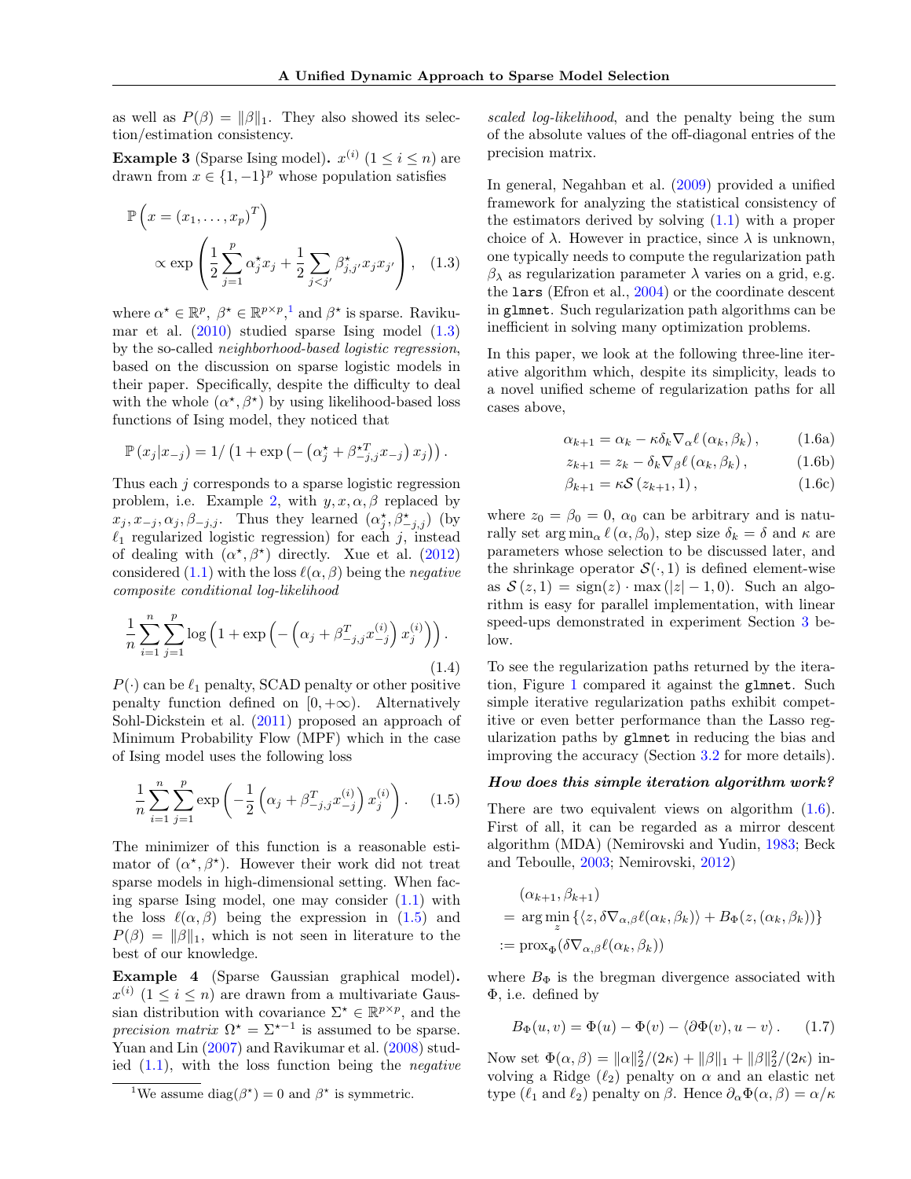as well as $P(\beta) = \|\beta\|_1$. They also showed its selection/estimation consistency.

**Example 3** (Sparse Ising model)**.** $x^{(i)}$ $(1 \le i \le n)$ are drawn from $x \in \{1, -1\}^p$ whose population satisfies

$$\mathbb{P}\left(x = (x_1, \ldots, x_p)^T\right) \propto \exp\left(\frac{1}{2}\sum_{j=1}^{p} \alpha_j^\star x_j + \frac{1}{2}\sum_{j<j'} \beta_{j,j'}^\star x_j x_{j'}\right), \quad (1.3)$$

where $\alpha^\star \in \mathbb{R}^p$, $\beta^\star \in \mathbb{R}^{p\times p}$,[1] and $\beta^\star$ is sparse. Ravikumar et al. (2010) studied sparse Ising model (1.3) by the so-called *neighborhood-based logistic regression*, based on the discussion on sparse logistic models in their paper. Specifically, despite the difficulty to deal with the whole $(\alpha^\star, \beta^\star)$ by using likelihood-based loss functions of Ising model, they noticed that

$$\mathbb{P}\left(x_j | x_{-j}\right) = 1/\left(1 + \exp\left(-\left(\alpha_j^\star + \beta_{-j,j}^{\star T} x_{-j}\right) x_j\right)\right).$$

Thus each $j$ corresponds to a sparse logistic regression problem, i.e. Example 2, with $y, x, \alpha, \beta$ replaced by $x_j, x_{-j}, \alpha_j, \beta_{-j,j}$. Thus they learned $(\alpha_j^\star, \beta_{-j,j}^\star)$ (by $\ell_1$ regularized logistic regression) for each $j$, instead of dealing with $(\alpha^\star, \beta^\star)$ directly. Xue et al. (2012) considered (1.1) with the loss $\ell(\alpha, \beta)$ being the *negative composite conditional log-likelihood*

$$\frac{1}{n}\sum_{i=1}^{n}\sum_{j=1}^{p} \log\left(1 + \exp\left(-\left(\alpha_j + \beta_{-j,j}^T x_{-j}^{(i)}\right) x_j^{(i)}\right)\right). \quad (1.4)$$

$P(\cdot)$ can be $\ell_1$ penalty, SCAD penalty or other positive penalty function defined on $[0, +\infty)$. Alternatively Sohl-Dickstein et al. (2011) proposed an approach of Minimum Probability Flow (MPF) which in the case of Ising model uses the following loss

$$\frac{1}{n}\sum_{i=1}^{n}\sum_{j=1}^{p} \exp\left(-\frac{1}{2}\left(\alpha_j + \beta_{-j,j}^T x_{-j}^{(i)}\right) x_j^{(i)}\right). \quad (1.5)$$

The minimizer of this function is a reasonable estimator of $(\alpha^\star, \beta^\star)$. However their work did not treat sparse models in high-dimensional setting. When facing sparse Ising model, one may consider (1.1) with the loss $\ell(\alpha, \beta)$ being the expression in (1.5) and $P(\beta) = \|\beta\|_1$, which is not seen in literature to the best of our knowledge.

**Example 4** (Sparse Gaussian graphical model)**.** $x^{(i)}$ $(1 \le i \le n)$ are drawn from a multivariate Gaussian distribution with covariance $\Sigma^\star \in \mathbb{R}^{p\times p}$, and the *precision matrix* $\Omega^\star = \Sigma^{\star-1}$ is assumed to be sparse. Yuan and Lin (2007) and Ravikumar et al. (2008) studied (1.1), with the loss function being the *negative scaled log-likelihood*, and the penalty being the sum of the absolute values of the off-diagonal entries of the precision matrix.

[1] We assume $\mathrm{diag}(\beta^\star) = 0$ and $\beta^\star$ is symmetric.

In general, Negahban et al. (2009) provided a unified framework for analyzing the statistical consistency of the estimators derived by solving (1.1) with a proper choice of $\lambda$. However in practice, since $\lambda$ is unknown, one typically needs to compute the regularization path $\beta_\lambda$ as regularization parameter $\lambda$ varies on a grid, e.g. the `lars` (Efron et al., 2004) or the coordinate descent in `glmnet`. Such regularization path algorithms can be inefficient in solving many optimization problems.

In this paper, we look at the following three-line iterative algorithm which, despite its simplicity, leads to a novel unified scheme of regularization paths for all cases above,

$$\alpha_{k+1} = \alpha_k - \kappa\delta_k \nabla_\alpha \ell\left(\alpha_k, \beta_k\right), \quad (1.6a)$$

$$z_{k+1} = z_k - \delta_k \nabla_\beta \ell\left(\alpha_k, \beta_k\right), \quad (1.6b)$$

$$\beta_{k+1} = \kappa \mathcal{S}\left(z_{k+1}, 1\right), \quad (1.6c)$$

where $z_0 = \beta_0 = 0$, $\alpha_0$ can be arbitrary and is naturally set $\arg\min_\alpha \ell\left(\alpha, \beta_0\right)$, step size $\delta_k = \delta$ and $\kappa$ are parameters whose selection to be discussed later, and the shrinkage operator $\mathcal{S}(\cdot, 1)$ is defined element-wise as $\mathcal{S}\left(z, 1\right) = \mathrm{sign}(z) \cdot \max\left(|z| - 1, 0\right)$. Such an algorithm is easy for parallel implementation, with linear speed-ups demonstrated in experiment Section 3 below.

To see the regularization paths returned by the iteration, Figure 1 compared it against the `glmnet`. Such simple iterative regularization paths exhibit competitive or even better performance than the Lasso regularization paths by `glmnet` in reducing the bias and improving the accuracy (Section 3.2 for more details).

***How does this simple iteration algorithm work?***

There are two equivalent views on algorithm (1.6). First of all, it can be regarded as a mirror descent algorithm (MDA) (Nemirovski and Yudin, 1983; Beck and Teboulle, 2003; Nemirovski, 2012)

$$\begin{aligned} &(\alpha_{k+1}, \beta_{k+1}) \\ =\ &\arg\min_z \left\{\langle z, \delta\nabla_{\alpha,\beta}\ell(\alpha_k, \beta_k)\rangle + B_\Phi(z, (\alpha_k, \beta_k))\right\} \\ :=\ &\mathrm{prox}_\Phi(\delta\nabla_{\alpha,\beta}\ell(\alpha_k, \beta_k)) \end{aligned}$$

where $B_\Phi$ is the bregman divergence associated with $\Phi$, i.e. defined by

$$B_\Phi(u, v) = \Phi(u) - \Phi(v) - \langle\partial\Phi(v), u - v\rangle. \quad (1.7)$$

Now set $\Phi(\alpha, \beta) = \|\alpha\|_2^2/(2\kappa) + \|\beta\|_1 + \|\beta\|_2^2/(2\kappa)$ involving a Ridge ($\ell_2$) penalty on $\alpha$ and an elastic net type ($\ell_1$ and $\ell_2$) penalty on $\beta$. Hence $\partial_\alpha\Phi(\alpha, \beta) = \alpha/\kappa$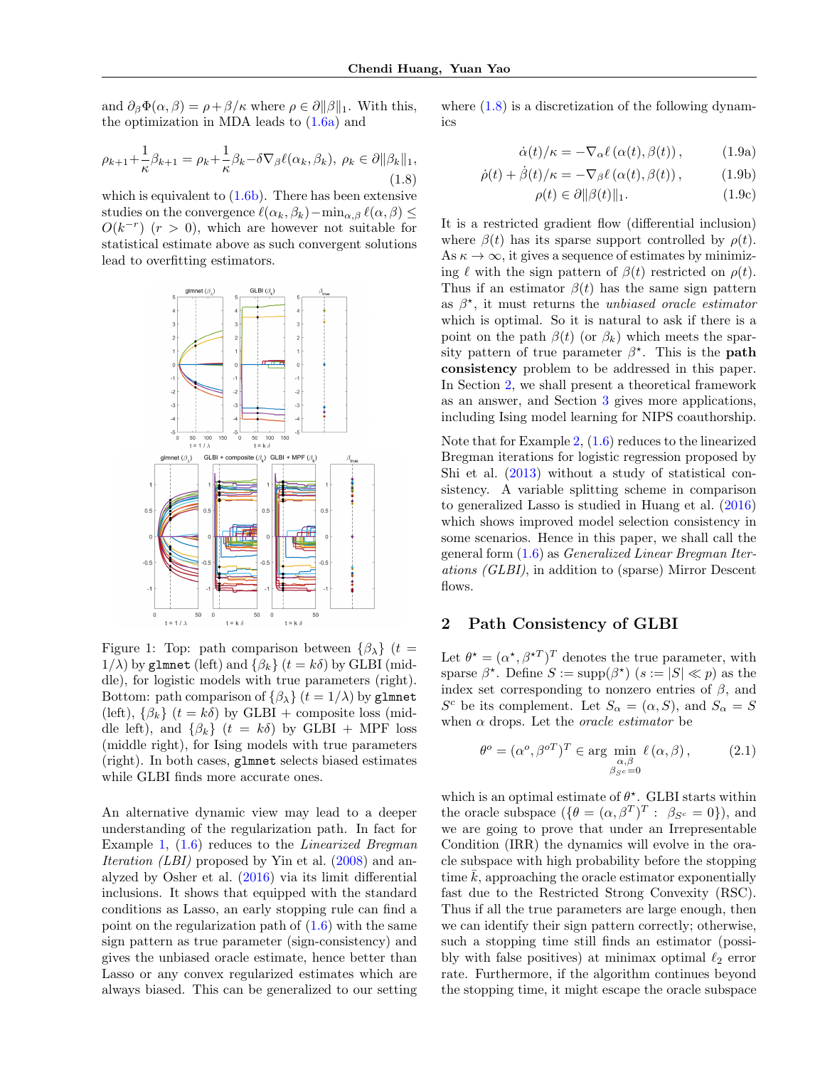and $\partial_\beta \Phi(\alpha, \beta) = \rho + \beta/\kappa$ where $\rho \in \partial\|\beta\|_1$. With this, the optimization in MDA leads to (1.6a) and

$$\rho_{k+1} + \frac{1}{\kappa}\beta_{k+1} = \rho_k + \frac{1}{\kappa}\beta_k - \delta\nabla_\beta \ell(\alpha_k, \beta_k),\ \rho_k \in \partial\|\beta_k\|_1, \tag{1.8}$$

which is equivalent to (1.6b). There has been extensive studies on the convergence $\ell(\alpha_k, \beta_k) - \min_{\alpha,\beta}\ell(\alpha, \beta) \leq O(k^{-r})$ $(r > 0)$, which are however not suitable for statistical estimate above as such convergent solutions lead to overfitting estimators.

Figure 1: Top: path comparison between $\{\beta_\lambda\}$ $(t = 1/\lambda)$ by `glmnet` (left) and $\{\beta_k\}$ $(t = k\delta)$ by GLBI (middle), for logistic models with true parameters (right). Bottom: path comparison of $\{\beta_\lambda\}$ $(t = 1/\lambda)$ by `glmnet` (left), $\{\beta_k\}$ $(t = k\delta)$ by GLBI + composite loss (middle left), and $\{\beta_k\}$ $(t = k\delta)$ by GLBI + MPF loss (middle right), for Ising models with true parameters (right). In both cases, `glmnet` selects biased estimates while GLBI finds more accurate ones.

An alternative dynamic view may lead to a deeper understanding of the regularization path. In fact for Example 1, (1.6) reduces to the *Linearized Bregman Iteration (LBI)* proposed by Yin et al. (2008) and analyzed by Osher et al. (2016) via its limit differential inclusions. It shows that equipped with the standard conditions as Lasso, an early stopping rule can find a point on the regularization path of (1.6) with the same sign pattern as true parameter (sign-consistency) and gives the unbiased oracle estimate, hence better than Lasso or any convex regularized estimates which are always biased. This can be generalized to our setting where (1.8) is a discretization of the following dynamics

$$\dot{\alpha}(t)/\kappa = -\nabla_\alpha \ell\left(\alpha(t), \beta(t)\right), \tag{1.9a}$$

$$\dot{\rho}(t) + \dot{\beta}(t)/\kappa = -\nabla_\beta \ell\left(\alpha(t), \beta(t)\right), \tag{1.9b}$$

$$\rho(t) \in \partial\|\beta(t)\|_1. \tag{1.9c}$$

It is a restricted gradient flow (differential inclusion) where $\beta(t)$ has its sparse support controlled by $\rho(t)$. As $\kappa \to \infty$, it gives a sequence of estimates by minimizing $\ell$ with the sign pattern of $\beta(t)$ restricted on $\rho(t)$. Thus if an estimator $\beta(t)$ has the same sign pattern as $\beta^\star$, it must returns the *unbiased oracle estimator* which is optimal. So it is natural to ask if there is a point on the path $\beta(t)$ (or $\beta_k$) which meets the sparsity pattern of true parameter $\beta^\star$. This is the **path consistency** problem to be addressed in this paper. In Section 2, we shall present a theoretical framework as an answer, and Section 3 gives more applications, including Ising model learning for NIPS coauthorship.

Note that for Example 2, (1.6) reduces to the linearized Bregman iterations for logistic regression proposed by Shi et al. (2013) without a study of statistical consistency. A variable splitting scheme in comparison to generalized Lasso is studied in Huang et al. (2016) which shows improved model selection consistency in some scenarios. Hence in this paper, we shall call the general form (1.6) as *Generalized Linear Bregman Iterations (GLBI)*, in addition to (sparse) Mirror Descent flows.

## 2 Path Consistency of GLBI

Let $\theta^\star = (\alpha^\star, \beta^{\star T})^T$ denotes the true parameter, with sparse $\beta^\star$. Define $S := \mathrm{supp}(\beta^\star)$ $(s := |S| \ll p)$ as the index set corresponding to nonzero entries of $\beta$, and $S^c$ be its complement. Let $S_\alpha = (\alpha, S)$, and $S_\alpha = S$ when $\alpha$ drops. Let the *oracle estimator* be

$$\theta^o = (\alpha^o, \beta^{oT})^T \in \arg\min_{\substack{\alpha,\beta \\ \beta_{S^c}=0}} \ell\left(\alpha, \beta\right), \tag{2.1}$$

which is an optimal estimate of $\theta^\star$. GLBI starts within the oracle subspace $(\{\theta = (\alpha, \beta^T)^T :\ \beta_{S^c} = 0\})$, and we are going to prove that under an Irrepresentable Condition (IRR) the dynamics will evolve in the oracle subspace with high probability before the stopping time $\bar{k}$, approaching the oracle estimator exponentially fast due to the Restricted Strong Convexity (RSC). Thus if all the true parameters are large enough, then we can identify their sign pattern correctly; otherwise, such a stopping time still finds an estimator (possibly with false positives) at minimax optimal $\ell_2$ error rate. Furthermore, if the algorithm continues beyond the stopping time, it might escape the oracle subspace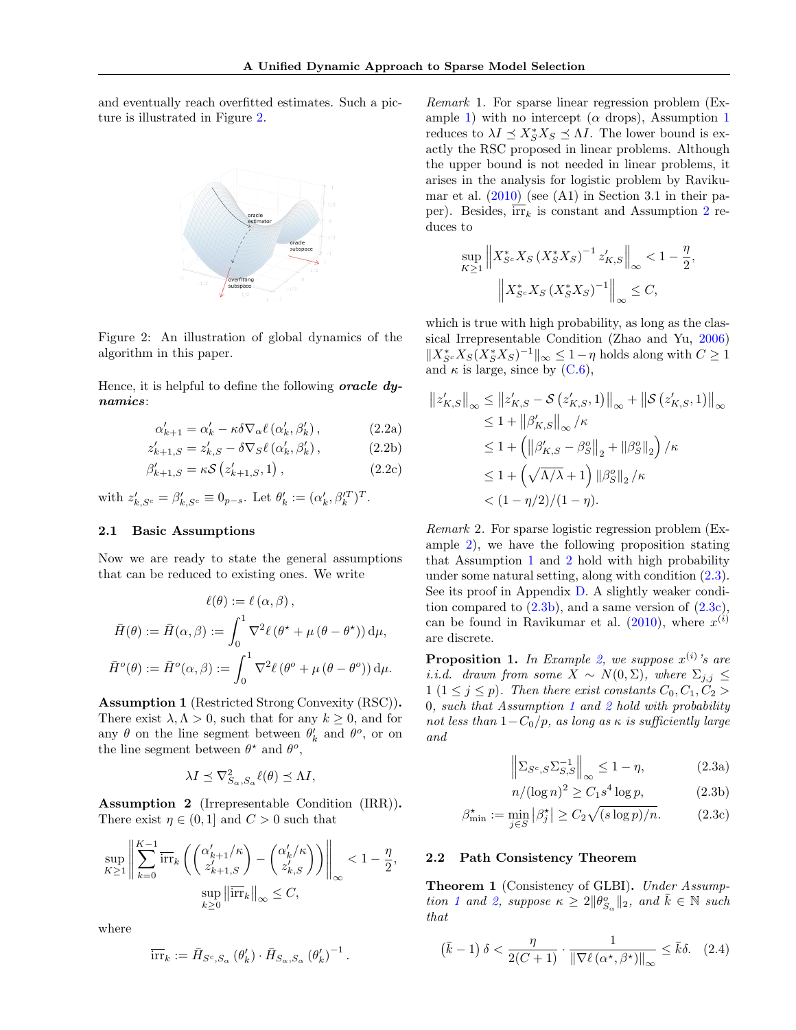and eventually reach overfitted estimates. Such a picture is illustrated in Figure 2.

Figure 2: An illustration of global dynamics of the algorithm in this paper.

Hence, it is helpful to define the following ***oracle dynamics***:

$$\alpha'_{k+1} = \alpha'_k - \kappa\delta\nabla_\alpha \ell\left(\alpha'_k, \beta'_k\right), \tag{2.2a}$$

$$z'_{k+1,S} = z'_{k,S} - \delta\nabla_S \ell\left(\alpha'_k, \beta'_k\right), \tag{2.2b}$$

$$\beta'_{k+1,S} = \kappa\mathcal{S}\left(z'_{k+1,S}, 1\right), \tag{2.2c}$$

with $z'_{k,S^c} = \beta'_{k,S^c} \equiv 0_{p-s}$. Let $\theta'_k := (\alpha'_k, \beta'^T_k)^T$.

### 2.1 Basic Assumptions

Now we are ready to state the general assumptions that can be reduced to existing ones. We write

$$\ell(\theta) := \ell\left(\alpha, \beta\right),$$

$$\bar{H}(\theta) := \bar{H}(\alpha, \beta) := \int_0^1 \nabla^2 \ell\left(\theta^\star + \mu\left(\theta - \theta^\star\right)\right) \mathrm{d}\mu,$$

$$\bar{H}^o(\theta) := \bar{H}^o(\alpha, \beta) := \int_0^1 \nabla^2 \ell\left(\theta^o + \mu\left(\theta - \theta^o\right)\right) \mathrm{d}\mu.$$

**Assumption 1** (Restricted Strong Convexity (RSC))**.** There exist $\lambda, \Lambda > 0$, such that for any $k \geq 0$, and for any $\theta$ on the line segment between $\theta'_k$ and $\theta^o$, or on the line segment between $\theta^\star$ and $\theta^o$,

$$\lambda I \preceq \nabla^2_{S_\alpha, S_\alpha} \ell(\theta) \preceq \Lambda I,$$

**Assumption 2** (Irrepresentable Condition (IRR))**.** There exist $\eta \in (0, 1]$ and $C > 0$ such that

$$\sup_{K \geq 1} \left\| \sum_{k=0}^{K-1} \overline{\mathrm{irr}}_k \left( \begin{pmatrix} \alpha'_{k+1}/\kappa \\ z'_{k+1,S} \end{pmatrix} - \begin{pmatrix} \alpha'_k/\kappa \\ z'_{k,S} \end{pmatrix} \right) \right\|_\infty < 1 - \frac{\eta}{2},$$

$$\sup_{k \geq 0} \left\| \overline{\mathrm{irr}}_k \right\|_\infty \leq C,$$

where

$$\overline{\mathrm{irr}}_k := \bar{H}_{S^c, S_\alpha}\left(\theta'_k\right) \cdot \bar{H}_{S_\alpha, S_\alpha}\left(\theta'_k\right)^{-1}.$$

*Remark* 1. For sparse linear regression problem (Example 1) with no intercept ($\alpha$ drops), Assumption 1 reduces to $\lambda I \preceq X^*_S X_S \preceq \Lambda I$. The lower bound is exactly the RSC proposed in linear problems. Although the upper bound is not needed in linear problems, it arises in the analysis for logistic problem by Ravikumar et al. (2010) (see (A1) in Section 3.1 in their paper). Besides, $\overline{\mathrm{irr}}_k$ is constant and Assumption 2 reduces to

$$\sup_{K \geq 1} \left\| X^*_{S^c} X_S \left(X^*_S X_S\right)^{-1} z'_{K,S} \right\|_\infty < 1 - \frac{\eta}{2},$$

$$\left\| X^*_{S^c} X_S \left(X^*_S X_S\right)^{-1} \right\|_\infty \leq C,$$

which is true with high probability, as long as the classical Irrepresentable Condition (Zhao and Yu, 2006) $\|X^*_{S^c} X_S (X^*_S X_S)^{-1}\|_\infty \leq 1 - \eta$ holds along with $C \geq 1$ and $\kappa$ is large, since by (C.6),

$$\begin{aligned}
\left\|z'_{K,S}\right\|_\infty &\leq \left\|z'_{K,S} - \mathcal{S}\left(z'_{K,S}, 1\right)\right\|_\infty + \left\|\mathcal{S}\left(z'_{K,S}, 1\right)\right\|_\infty \\
&\leq 1 + \left\|\beta'_{K,S}\right\|_\infty / \kappa \\
&\leq 1 + \left(\left\|\beta'_{K,S} - \beta^o_S\right\|_2 + \left\|\beta^o_S\right\|_2\right) / \kappa \\
&\leq 1 + \left(\sqrt{\Lambda/\lambda} + 1\right) \left\|\beta^o_S\right\|_2 / \kappa \\
&< (1 - \eta/2)/(1 - \eta).
\end{aligned}$$

*Remark* 2. For sparse logistic regression problem (Example 2), we have the following proposition stating that Assumption 1 and 2 hold with high probability under some natural setting, along with condition (2.3). See its proof in Appendix D. A slightly weaker condition compared to (2.3b), and a same version of (2.3c), can be found in Ravikumar et al. (2010), where $x^{(i)}$ are discrete.

**Proposition 1.** *In Example 2, we suppose $x^{(i)}$'s are i.i.d. drawn from some $X \sim N(0, \Sigma)$, where $\Sigma_{j,j} \leq 1$ $(1 \leq j \leq p)$. Then there exist constants $C_0, C_1, C_2 > 0$, such that Assumption 1 and 2 hold with probability not less than $1 - C_0/p$, as long as $\kappa$ is sufficiently large and*

$$\left\|\Sigma_{S^c,S} \Sigma^{-1}_{S,S}\right\|_\infty \leq 1 - \eta, \tag{2.3a}$$

$$n/(\log n)^2 \geq C_1 s^4 \log p, \tag{2.3b}$$

$$\beta^\star_{\min} := \min_{j \in S} \left|\beta^\star_j\right| \geq C_2 \sqrt{(s \log p)/n}. \tag{2.3c}$$

### 2.2 Path Consistency Theorem

**Theorem 1** (Consistency of GLBI)**.** *Under Assumption 1 and 2, suppose $\kappa \geq 2\|\theta^o_{S_\alpha}\|_2$, and $\bar{k} \in \mathbb{N}$ such that*

$$\left(\bar{k} - 1\right)\delta < \frac{\eta}{2(C+1)} \cdot \frac{1}{\left\|\nabla \ell\left(\alpha^\star, \beta^\star\right)\right\|_\infty} \leq \bar{k}\delta. \tag{2.4}$$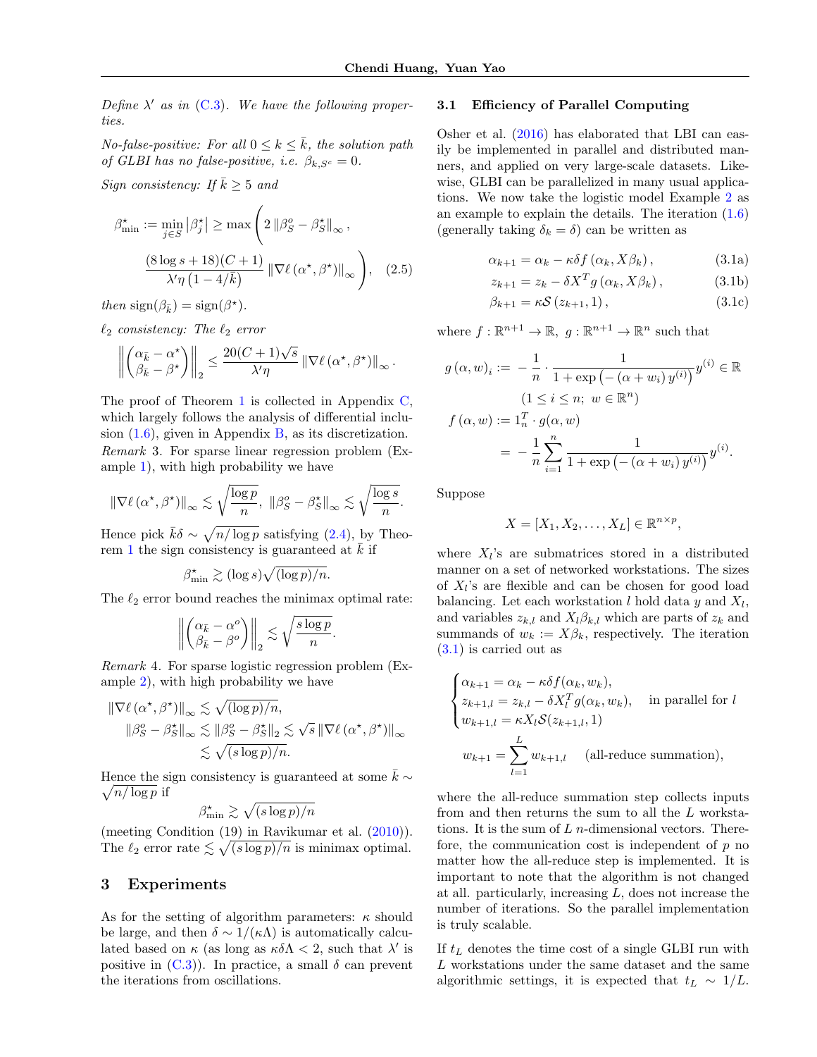*Define $\lambda'$ as in (C.3). We have the following properties.*

*No-false-positive: For all $0 \le k \le \bar{k}$, the solution path of GLBI has no false-positive, i.e. $\beta_{k,S^c} = 0$.*

*Sign consistency: If $\bar{k} \ge 5$ and*

$$\beta^\star_{\min} := \min_{j \in S} \left|\beta^\star_j\right| \ge \max \Bigg( 2 \left\|\beta^o_S - \beta^\star_S\right\|_\infty , \frac{(8\log s + 18)(C+1)}{\lambda' \eta \left(1 - 4/\bar{k}\right)} \left\|\nabla \ell \left(\alpha^\star, \beta^\star\right)\right\|_\infty \Bigg), \quad (2.5)$$

*then* $\mathrm{sign}(\beta_{\bar{k}}) = \mathrm{sign}(\beta^\star)$.

*$\ell_2$ consistency: The $\ell_2$ error*

$$\left\| \begin{pmatrix} \alpha_{\bar{k}} - \alpha^\star \\ \beta_{\bar{k}} - \beta^\star \end{pmatrix} \right\|_2 \le \frac{20(C+1)\sqrt{s}}{\lambda' \eta} \left\|\nabla \ell \left(\alpha^\star, \beta^\star\right)\right\|_\infty .$$

The proof of Theorem 1 is collected in Appendix C, which largely follows the analysis of differential inclusion (1.6), given in Appendix B, as its discretization.

*Remark* 3. For sparse linear regression problem (Example 1), with high probability we have

$$\left\|\nabla \ell \left(\alpha^\star, \beta^\star\right)\right\|_\infty \lesssim \sqrt{\frac{\log p}{n}}, \ \left\|\beta^o_S - \beta^\star_S\right\|_\infty \lesssim \sqrt{\frac{\log s}{n}}.$$

Hence pick $\bar{k}\delta \sim \sqrt{n/\log p}$ satisfying (2.4), by Theorem 1 the sign consistency is guaranteed at $\bar{k}$ if

$$\beta^\star_{\min} \gtrsim (\log s)\sqrt{(\log p)/n}.$$

The $\ell_2$ error bound reaches the minimax optimal rate:

$$\left\| \begin{pmatrix} \alpha_{\bar{k}} - \alpha^o \\ \beta_{\bar{k}} - \beta^o \end{pmatrix} \right\|_2 \lesssim \sqrt{\frac{s \log p}{n}}.$$

*Remark* 4. For sparse logistic regression problem (Example 2), with high probability we have

$$\begin{aligned} \left\|\nabla \ell \left(\alpha^\star, \beta^\star\right)\right\|_\infty &\lesssim \sqrt{(\log p)/n}, \\ \left\|\beta^o_S - \beta^\star_S\right\|_\infty &\lesssim \left\|\beta^o_S - \beta^\star_S\right\|_2 \lesssim \sqrt{s} \left\|\nabla \ell \left(\alpha^\star, \beta^\star\right)\right\|_\infty \\ &\lesssim \sqrt{(s \log p)/n}. \end{aligned}$$

Hence the sign consistency is guaranteed at some $\bar{k} \sim \sqrt{n/\log p}$ if

$$\beta^\star_{\min} \gtrsim \sqrt{(s \log p)/n}$$

(meeting Condition (19) in Ravikumar et al. (2010)). The $\ell_2$ error rate $\lesssim \sqrt{(s\log p)/n}$ is minimax optimal.

## 3 Experiments

As for the setting of algorithm parameters: $\kappa$ should be large, and then $\delta \sim 1/(\kappa\Lambda)$ is automatically calculated based on $\kappa$ (as long as $\kappa\delta\Lambda < 2$, such that $\lambda'$ is positive in (C.3)). In practice, a small $\delta$ can prevent the iterations from oscillations.

### 3.1 Efficiency of Parallel Computing

Osher et al. (2016) has elaborated that LBI can easily be implemented in parallel and distributed manners, and applied on very large-scale datasets. Likewise, GLBI can be parallelized in many usual applications. We now take the logistic model Example 2 as an example to explain the details. The iteration (1.6) (generally taking $\delta_k = \delta$) can be written as

$$\alpha_{k+1} = \alpha_k - \kappa\delta f\left(\alpha_k, X\beta_k\right), \quad (3.1a)$$

$$z_{k+1} = z_k - \delta X^T g\left(\alpha_k, X\beta_k\right), \quad (3.1b)$$

$$\beta_{k+1} = \kappa \mathcal{S}\left(z_{k+1}, 1\right), \quad (3.1c)$$

where $f : \mathbb{R}^{n+1} \to \mathbb{R}, \ g : \mathbb{R}^{n+1} \to \mathbb{R}^n$ such that

$$\begin{aligned} g\left(\alpha, w\right)_i &:= -\frac{1}{n} \cdot \frac{1}{1 + \exp\left(-\left(\alpha + w_i\right) y^{(i)}\right)} y^{(i)} \in \mathbb{R} \\ &\qquad (1 \le i \le n; \ w \in \mathbb{R}^n) \\ f\left(\alpha, w\right) &:= 1_n^T \cdot g(\alpha, w) \\ &= -\frac{1}{n} \sum_{i=1}^n \frac{1}{1 + \exp\left(-\left(\alpha + w_i\right) y^{(i)}\right)} y^{(i)}. \end{aligned}$$

Suppose

$$X = [X_1, X_2, \ldots, X_L] \in \mathbb{R}^{n \times p},$$

where $X_l$'s are submatrices stored in a distributed manner on a set of networked workstations. The sizes of $X_l$'s are flexible and can be chosen for good load balancing. Let each workstation $l$ hold data $y$ and $X_l$, and variables $z_{k,l}$ and $X_l\beta_{k,l}$ which are parts of $z_k$ and summands of $w_k := X\beta_k$, respectively. The iteration (3.1) is carried out as

$$\begin{cases} \alpha_{k+1} = \alpha_k - \kappa\delta f(\alpha_k, w_k), \\ z_{k+1,l} = z_{k,l} - \delta X_l^T g(\alpha_k, w_k), \quad \text{in parallel for } l \\ w_{k+1,l} = \kappa X_l \mathcal{S}(z_{k+1,l}, 1) \end{cases}$$

$$w_{k+1} = \sum_{l=1}^L w_{k+1,l} \quad \text{(all-reduce summation)},$$

where the all-reduce summation step collects inputs from and then returns the sum to all the $L$ workstations. It is the sum of $L$ $n$-dimensional vectors. Therefore, the communication cost is independent of $p$ no matter how the all-reduce step is implemented. It is important to note that the algorithm is not changed at all. particularly, increasing $L$, does not increase the number of iterations. So the parallel implementation is truly scalable.

If $t_L$ denotes the time cost of a single GLBI run with $L$ workstations under the same dataset and the same algorithmic settings, it is expected that $t_L \sim 1/L$.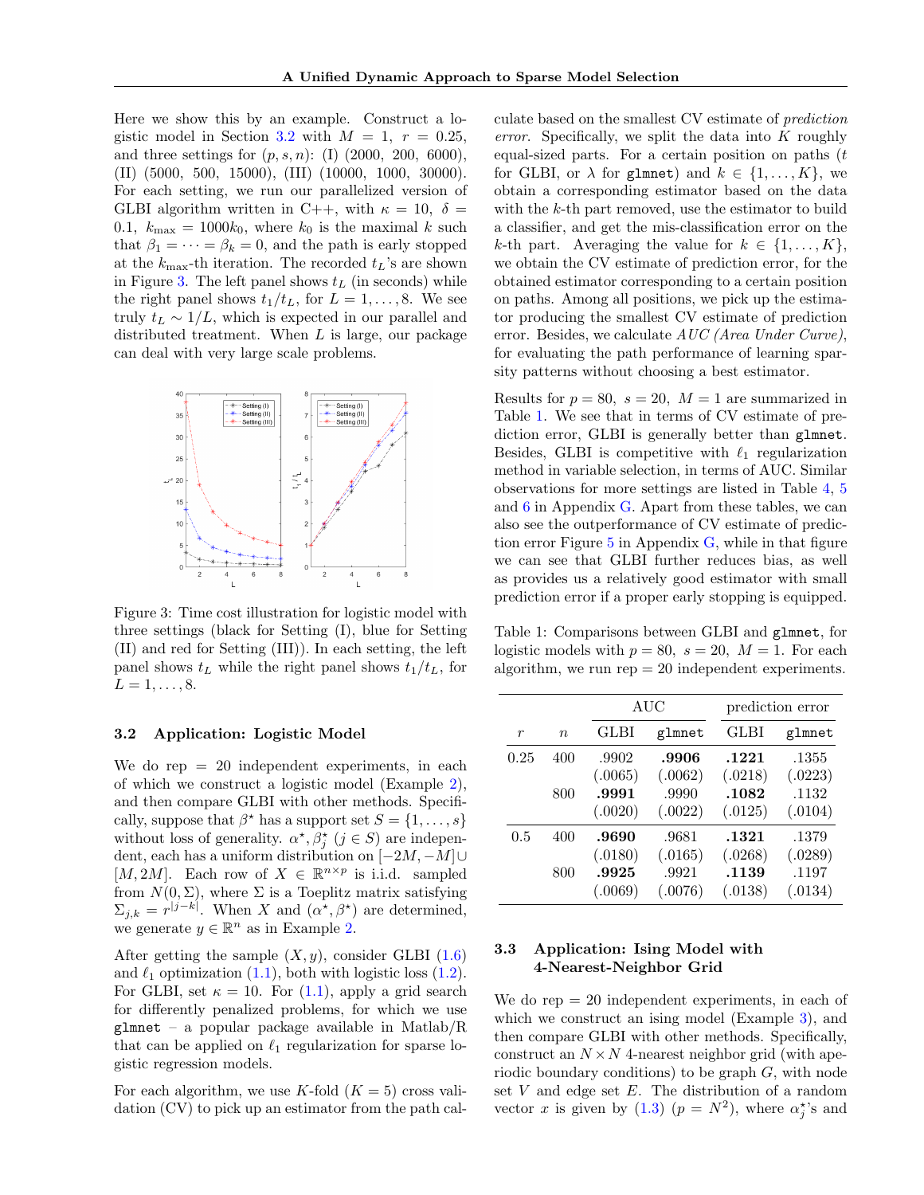Here we show this by an example. Construct a logistic model in Section 3.2 with $M = 1$, $r = 0.25$, and three settings for $(p, s, n)$: (I) (2000, 200, 6000), (II) (5000, 500, 15000), (III) (10000, 1000, 30000). For each setting, we run our parallelized version of GLBI algorithm written in C++, with $\kappa = 10$, $\delta = 0.1$, $k_{\max} = 1000k_0$, where $k_0$ is the maximal $k$ such that $\beta_1 = \cdots = \beta_k = 0$, and the path is early stopped at the $k_{\max}$-th iteration. The recorded $t_L$'s are shown in Figure 3. The left panel shows $t_L$ (in seconds) while the right panel shows $t_1/t_L$, for $L = 1, \ldots, 8$. We see truly $t_L \sim 1/L$, which is expected in our parallel and distributed treatment. When $L$ is large, our package can deal with very large scale problems.

Figure 3: Time cost illustration for logistic model with three settings (black for Setting (I), blue for Setting (II) and red for Setting (III)). In each setting, the left panel shows $t_L$ while the right panel shows $t_1/t_L$, for $L = 1, \ldots, 8$.

### 3.2 Application: Logistic Model

We do rep = 20 independent experiments, in each of which we construct a logistic model (Example 2), and then compare GLBI with other methods. Specifically, suppose that $\beta^\star$ has a support set $S = \{1, \ldots, s\}$ without loss of generality. $\alpha^\star, \beta_j^\star$ ($j \in S$) are independent, each has a uniform distribution on $[-2M, -M] \cup [M, 2M]$. Each row of $X \in \mathbb{R}^{n \times p}$ is i.i.d. sampled from $N(0, \Sigma)$, where $\Sigma$ is a Toeplitz matrix satisfying $\Sigma_{j,k} = r^{|j-k|}$. When $X$ and $(\alpha^\star, \beta^\star)$ are determined, we generate $y \in \mathbb{R}^n$ as in Example 2.

After getting the sample $(X, y)$, consider GLBI (1.6) and $\ell_1$ optimization (1.1), both with logistic loss (1.2). For GLBI, set $\kappa = 10$. For (1.1), apply a grid search for differently penalized problems, for which we use `glmnet` – a popular package available in Matlab/R that can be applied on $\ell_1$ regularization for sparse logistic regression models.

For each algorithm, we use $K$-fold ($K = 5$) cross validation (CV) to pick up an estimator from the path calculate based on the smallest CV estimate of *prediction error*. Specifically, we split the data into $K$ roughly equal-sized parts. For a certain position on paths ($t$ for GLBI, or $\lambda$ for `glmnet`) and $k \in \{1, \ldots, K\}$, we obtain a corresponding estimator based on the data with the $k$-th part removed, use the estimator to build a classifier, and get the mis-classification error on the $k$-th part. Averaging the value for $k \in \{1, \ldots, K\}$, we obtain the CV estimate of prediction error, for the obtained estimator corresponding to a certain position on paths. Among all positions, we pick up the estimator producing the smallest CV estimate of prediction error. Besides, we calculate *AUC (Area Under Curve)*, for evaluating the path performance of learning sparsity patterns without choosing a best estimator.

Results for $p = 80$, $s = 20$, $M = 1$ are summarized in Table 1. We see that in terms of CV estimate of prediction error, GLBI is generally better than `glmnet`. Besides, GLBI is competitive with $\ell_1$ regularization method in variable selection, in terms of AUC. Similar observations for more settings are listed in Table 4, 5 and 6 in Appendix G. Apart from these tables, we can also see the outperformance of CV estimate of prediction error Figure 5 in Appendix G, while in that figure we can see that GLBI further reduces bias, as well as provides us a relatively good estimator with small prediction error if a proper early stopping is equipped.

Table 1: Comparisons between GLBI and `glmnet`, for logistic models with $p = 80$, $s = 20$, $M = 1$. For each algorithm, we run rep = 20 independent experiments.

| | | AUC | | prediction error | |
|---|---|---|---|---|---|
| $r$ | $n$ | GLBI | `glmnet` | GLBI | `glmnet` |
| 0.25 | 400 | .9902 | **.9906** | **.1221** | .1355 |
| | | (.0065) | (.0062) | (.0218) | (.0223) |
| | 800 | **.9991** | .9990 | **.1082** | .1132 |
| | | (.0020) | (.0022) | (.0125) | (.0104) |
| 0.5 | 400 | **.9690** | .9681 | **.1321** | .1379 |
| | | (.0180) | (.0165) | (.0268) | (.0289) |
| | 800 | **.9925** | .9921 | **.1139** | .1197 |
| | | (.0069) | (.0076) | (.0138) | (.0134) |

### 3.3 Application: Ising Model with 4-Nearest-Neighbor Grid

We do rep = 20 independent experiments, in each of which we construct an ising model (Example 3), and then compare GLBI with other methods. Specifically, construct an $N \times N$ 4-nearest neighbor grid (with aperiodic boundary conditions) to be graph $G$, with node set $V$ and edge set $E$. The distribution of a random vector $x$ is given by (1.3) ($p = N^2$), where $\alpha_j^\star$'s and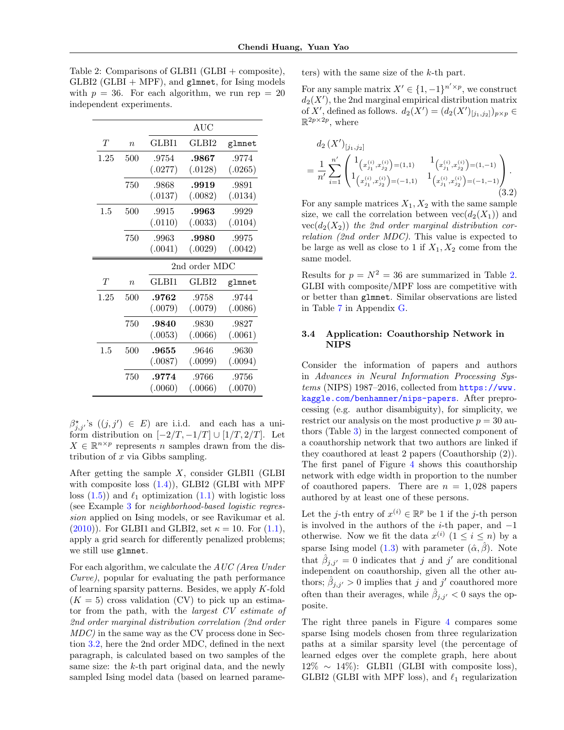Table 2: Comparisons of GLBI1 (GLBI + composite), GLBI2 (GLBI + MPF), and `glmnet`, for Ising models with $p = 36$. For each algorithm, we run rep = 20 independent experiments.

| | | AUC | | |
|---|---|---|---|---|
| $T$ | $n$ | GLBI1 | GLBI2 | `glmnet` |
| 1.25 | 500 | .9754 (.0277) | **.9867** (.0128) | .9774 (.0265) |
| | 750 | .9868 (.0137) | **.9919** (.0082) | .9891 (.0134) |
| 1.5 | 500 | .9915 (.0110) | **.9963** (.0033) | .9929 (.0104) |
| | 750 | .9963 (.0041) | **.9980** (.0029) | .9975 (.0042) |
| | | 2nd order MDC | | |
| $T$ | $n$ | GLBI1 | GLBI2 | `glmnet` |
| 1.25 | 500 | **.9762** (.0079) | .9758 (.0079) | .9744 (.0086) |
| | 750 | **.9840** (.0053) | .9830 (.0066) | .9827 (.0061) |
| 1.5 | 500 | **.9655** (.0087) | .9646 (.0099) | .9630 (.0094) |
| | 750 | **.9774** (.0060) | .9766 (.0066) | .9756 (.0070) |

$\beta^{\star}_{j,j'}$'s ($(j,j') \in E$) are i.i.d. and each has a uniform distribution on $[-2/T, -1/T] \cup [1/T, 2/T]$. Let $X \in \mathbb{R}^{n\times p}$ represents $n$ samples drawn from the distribution of $x$ via Gibbs sampling.

After getting the sample $X$, consider GLBI1 (GLBI with composite loss (1.4)), GLBI2 (GLBI with MPF loss (1.5)) and $\ell_1$ optimization (1.1) with logistic loss (see Example 3 for *neighborhood-based logistic regression* applied on Ising models, or see Ravikumar et al. (2010)). For GLBI1 and GLBI2, set $\kappa = 10$. For (1.1), apply a grid search for differently penalized problems; we still use `glmnet`.

For each algorithm, we calculate the *AUC (Area Under Curve)*, popular for evaluating the path performance of learning sparsity patterns. Besides, we apply $K$-fold ($K = 5$) cross validation (CV) to pick up an estimator from the path, with the *largest CV estimate of 2nd order marginal distribution correlation (2nd order MDC)* in the same way as the CV process done in Section 3.2, here the 2nd order MDC, defined in the next paragraph, is calculated based on two samples of the same size: the $k$-th part original data, and the newly sampled Ising model data (based on learned parameters) with the same size of the $k$-th part.

For any sample matrix $X' \in \{1, -1\}^{n'\times p}$, we construct $d_2(X')$, the 2nd marginal empirical distribution matrix of $X'$, defined as follows. $d_2(X') = (d_2(X')_{[j_1,j_2]})_{p\times p} \in \mathbb{R}^{2p\times 2p}$, where

$$
d_2\left(X'\right)_{[j_1,j_2]} = \frac{1}{n'}\sum_{i=1}^{n'} \begin{pmatrix} 1_{\left(x^{(i)}_{j_1}, x^{(i)}_{j_2}\right)=(1,1)} & 1_{\left(x^{(i)}_{j_1}, x^{(i)}_{j_2}\right)=(1,-1)} \\ 1_{\left(x^{(i)}_{j_1}, x^{(i)}_{j_2}\right)=(-1,1)} & 1_{\left(x^{(i)}_{j_1}, x^{(i)}_{j_2}\right)=(-1,-1)} \end{pmatrix}. \tag{3.2}
$$

For any sample matrices $X_1, X_2$ with the same sample size, we call the correlation between $\mathrm{vec}(d_2(X_1))$ and $\mathrm{vec}(d_2(X_2))$ *the 2nd order marginal distribution correlation (2nd order MDC)*. This value is expected to be large as well as close to 1 if $X_1, X_2$ come from the same model.

Results for $p = N^2 = 36$ are summarized in Table 2. GLBI with composite/MPF loss are competitive with or better than `glmnet`. Similar observations are listed in Table 7 in Appendix G.

### 3.4 Application: Coauthorship Network in NIPS

Consider the information of papers and authors in *Advances in Neural Information Processing Systems* (NIPS) 1987–2016, collected from https://www.kaggle.com/benhamner/nips-papers. After preprocessing (e.g. author disambiguity), for simplicity, we restrict our analysis on the most productive $p = 30$ authors (Table 3) in the largest connected component of a coauthorship network that two authors are linked if they coauthored at least 2 papers (Coauthorship (2)). The first panel of Figure 4 shows this coauthorship network with edge width in proportion to the number of coauthored papers. There are $n = 1,028$ papers authored by at least one of these persons.

Let the $j$-th entry of $x^{(i)} \in \mathbb{R}^p$ be 1 if the $j$-th person is involved in the authors of the $i$-th paper, and $-1$ otherwise. Now we fit the data $x^{(i)}$ ($1 \le i \le n$) by a sparse Ising model (1.3) with parameter $(\hat{\alpha}, \hat{\beta})$. Note that $\hat{\beta}_{j,j'} = 0$ indicates that $j$ and $j'$ are conditional independent on coauthorship, given all the other authors; $\hat{\beta}_{j,j'} > 0$ implies that $j$ and $j'$ coauthored more often than their averages, while $\hat{\beta}_{j,j'} < 0$ says the opposite.

The right three panels in Figure 4 compares some sparse Ising models chosen from three regularization paths at a similar sparsity level (the percentage of learned edges over the complete graph, here about 12% ∼ 14%): GLBI1 (GLBI with composite loss), GLBI2 (GLBI with MPF loss), and $\ell_1$ regularization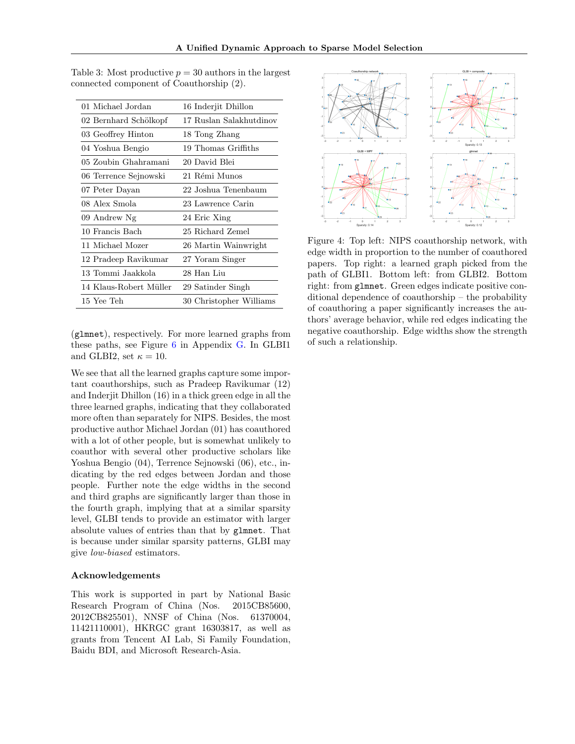Table 3: Most productive $p = 30$ authors in the largest connected component of Coauthorship (2).

| | |
|---|---|
| 01 Michael Jordan | 16 Inderjit Dhillon |
| 02 Bernhard Schölkopf | 17 Ruslan Salakhutdinov |
| 03 Geoffrey Hinton | 18 Tong Zhang |
| 04 Yoshua Bengio | 19 Thomas Griffiths |
| 05 Zoubin Ghahramani | 20 David Blei |
| 06 Terrence Sejnowski | 21 Rémi Munos |
| 07 Peter Dayan | 22 Joshua Tenenbaum |
| 08 Alex Smola | 23 Lawrence Carin |
| 09 Andrew Ng | 24 Eric Xing |
| 10 Francis Bach | 25 Richard Zemel |
| 11 Michael Mozer | 26 Martin Wainwright |
| 12 Pradeep Ravikumar | 27 Yoram Singer |
| 13 Tommi Jaakkola | 28 Han Liu |
| 14 Klaus-Robert Müller | 29 Satinder Singh |
| 15 Yee Teh | 30 Christopher Williams |

(glmnet), respectively. For more learned graphs from these paths, see Figure 6 in Appendix G. In GLBI1 and GLBI2, set $\kappa = 10$.

We see that all the learned graphs capture some important coauthorships, such as Pradeep Ravikumar (12) and Inderjit Dhillon (16) in a thick green edge in all the three learned graphs, indicating that they collaborated more often than separately for NIPS. Besides, the most productive author Michael Jordan (01) has coauthored with a lot of other people, but is somewhat unlikely to coauthor with several other productive scholars like Yoshua Bengio (04), Terrence Sejnowski (06), etc., indicating by the red edges between Jordan and those people. Further note the edge widths in the second and third graphs are significantly larger than those in the fourth graph, implying that at a similar sparsity level, GLBI tends to provide an estimator with larger absolute values of entries than that by glmnet. That is because under similar sparsity patterns, GLBI may give *low-biased* estimators.

Figure 4: Top left: NIPS coauthorship network, with edge width in proportion to the number of coauthored papers. Top right: a learned graph picked from the path of GLBI1. Bottom left: from GLBI2. Bottom right: from glmnet. Green edges indicate positive conditional dependence of coauthorship – the probability of coauthoring a paper significantly increases the authors' average behavior, while red edges indicating the negative coauthorship. Edge widths show the strength of such a relationship.

### Acknowledgements

This work is supported in part by National Basic Research Program of China (Nos. 2015CB85600, 2012CB825501), NNSF of China (Nos. 61370004, 11421110001), HKRGC grant 16303817, as well as grants from Tencent AI Lab, Si Family Foundation, Baidu BDI, and Microsoft Research-Asia.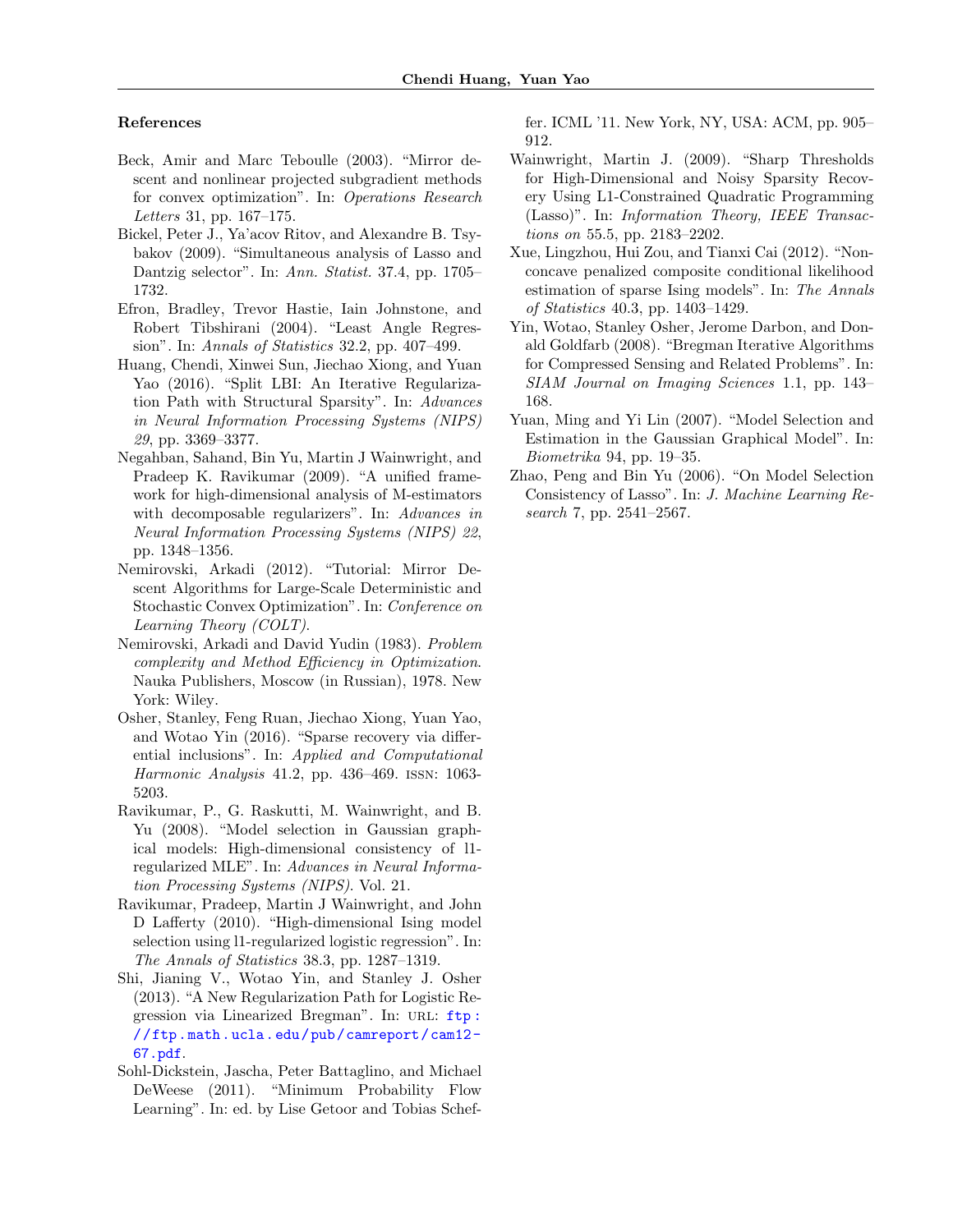## References

Beck, Amir and Marc Teboulle (2003). "Mirror descent and nonlinear projected subgradient methods for convex optimization". In: *Operations Research Letters* 31, pp. 167–175.

Bickel, Peter J., Ya'acov Ritov, and Alexandre B. Tsybakov (2009). "Simultaneous analysis of Lasso and Dantzig selector". In: *Ann. Statist.* 37.4, pp. 1705–1732.

Efron, Bradley, Trevor Hastie, Iain Johnstone, and Robert Tibshirani (2004). "Least Angle Regression". In: *Annals of Statistics* 32.2, pp. 407–499.

Huang, Chendi, Xinwei Sun, Jiechao Xiong, and Yuan Yao (2016). "Split LBI: An Iterative Regularization Path with Structural Sparsity". In: *Advances in Neural Information Processing Systems (NIPS) 29*, pp. 3369–3377.

Negahban, Sahand, Bin Yu, Martin J Wainwright, and Pradeep K. Ravikumar (2009). "A unified framework for high-dimensional analysis of M-estimators with decomposable regularizers". In: *Advances in Neural Information Processing Systems (NIPS) 22*, pp. 1348–1356.

Nemirovski, Arkadi (2012). "Tutorial: Mirror Descent Algorithms for Large-Scale Deterministic and Stochastic Convex Optimization". In: *Conference on Learning Theory (COLT)*.

Nemirovski, Arkadi and David Yudin (1983). *Problem complexity and Method Efficiency in Optimization*. Nauka Publishers, Moscow (in Russian), 1978. New York: Wiley.

Osher, Stanley, Feng Ruan, Jiechao Xiong, Yuan Yao, and Wotao Yin (2016). "Sparse recovery via differential inclusions". In: *Applied and Computational Harmonic Analysis* 41.2, pp. 436–469. ISSN: 1063-5203.

Ravikumar, P., G. Raskutti, M. Wainwright, and B. Yu (2008). "Model selection in Gaussian graphical models: High-dimensional consistency of l1-regularized MLE". In: *Advances in Neural Information Processing Systems (NIPS)*. Vol. 21.

Ravikumar, Pradeep, Martin J Wainwright, and John D Lafferty (2010). "High-dimensional Ising model selection using l1-regularized logistic regression". In: *The Annals of Statistics* 38.3, pp. 1287–1319.

Shi, Jianing V., Wotao Yin, and Stanley J. Osher (2013). "A New Regularization Path for Logistic Regression via Linearized Bregman". In: URL: ftp://ftp.math.ucla.edu/pub/camreport/cam12-67.pdf.

Sohl-Dickstein, Jascha, Peter Battaglino, and Michael DeWeese (2011). "Minimum Probability Flow Learning". In: ed. by Lise Getoor and Tobias Scheffer. ICML '11. New York, NY, USA: ACM, pp. 905–912.

Wainwright, Martin J. (2009). "Sharp Thresholds for High-Dimensional and Noisy Sparsity Recovery Using L1-Constrained Quadratic Programming (Lasso)". In: *Information Theory, IEEE Transactions on* 55.5, pp. 2183–2202.

Xue, Lingzhou, Hui Zou, and Tianxi Cai (2012). "Nonconcave penalized composite conditional likelihood estimation of sparse Ising models". In: *The Annals of Statistics* 40.3, pp. 1403–1429.

Yin, Wotao, Stanley Osher, Jerome Darbon, and Donald Goldfarb (2008). "Bregman Iterative Algorithms for Compressed Sensing and Related Problems". In: *SIAM Journal on Imaging Sciences* 1.1, pp. 143–168.

Yuan, Ming and Yi Lin (2007). "Model Selection and Estimation in the Gaussian Graphical Model". In: *Biometrika* 94, pp. 19–35.

Zhao, Peng and Bin Yu (2006). "On Model Selection Consistency of Lasso". In: *J. Machine Learning Research* 7, pp. 2541–2567.